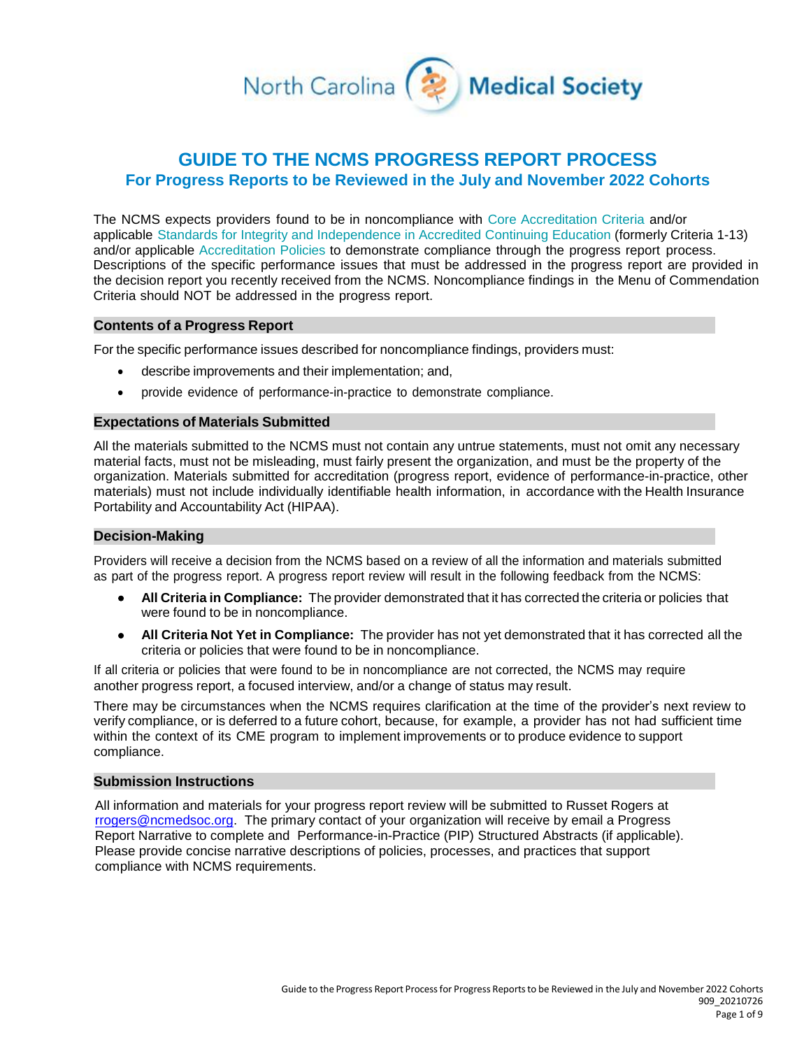# GUIDE TO THE NCMS PROGRESS REPORT PROCESS

## For Progress Reports to be Reviewed in the July and November 2022 Cohorts

The NCMS expects providers found to be in noncompliance with Core Accreditation Criteria and/or applicable Standards for Integrity and Independence in Accredited Continuing Education (formerly Criteria 1-13) and/or applicable Accreditation Policies to demonstrate compliance through the progress report process. Descriptions of the specific performance issues that must be addressed in the progress report are provided in the decision report you recently received from the NCMS. Noncompliance findings in the Menu of Commendation Criteria should NOT be addressed in the progress report.

### Contents of a Progress Report

For the specific performance issues described for noncompliance findings, providers must:

- describe improvements and their implementation; and,
- provide evidence of performance-in-practice to demonstrate compliance.

### Expectations of Materials Submitted

All the materials submitted to the NCMS must not contain any untrue statements, must not omit any necessary material facts, must not be misleading, must fairly present the organization, and must be the property of the organization. Materials submitted for accreditation (progress report, evidence of performance-in-practice, other materials) must not include individually identifiable health information, in accordance with the Health Insurance Portability and Accountability Act (HIPAA).

### Decision-Making

Providers will receive a decision from the NCMS based on a review of all the information and materials submitted as part of the progress report. A progress report review will result in the following feedback from the NCMS:

- **All Criteria in Compliance:** The provider demonstrated that it has corrected the criteria or policies that were found to be in noncompliance.
- **All Criteria Not Yet in Compliance:** The provider has not yet demonstrated that it has corrected all the criteria or policies that were found to be in noncompliance.

If all criteria or policies that were found to be in noncompliance are not corrected, the NCMS may require another progress report, a focused interview, and/or a change of status may result.

There may be circumstances when the NCMS requires clarification at the time of the provider's next review to verify compliance, or is deferred to a future cohort, because, for example, a provider has not had sufficient time within the context of its CME program to implement improvements or to produce evidence to support compliance.

### Submission Instructions

All information and materials for your progress report review will be submitted to Russet Rogers at rrogers@ncmedsoc.org. The primary contact of your organization will receive by email a Progress Report Narrative to complete and Performance-in-Practice (PIP) Structured Abstracts (if applicable). Please provide concise narrative descriptions of policies, processes, and practices that support compliance with NCMS requirements.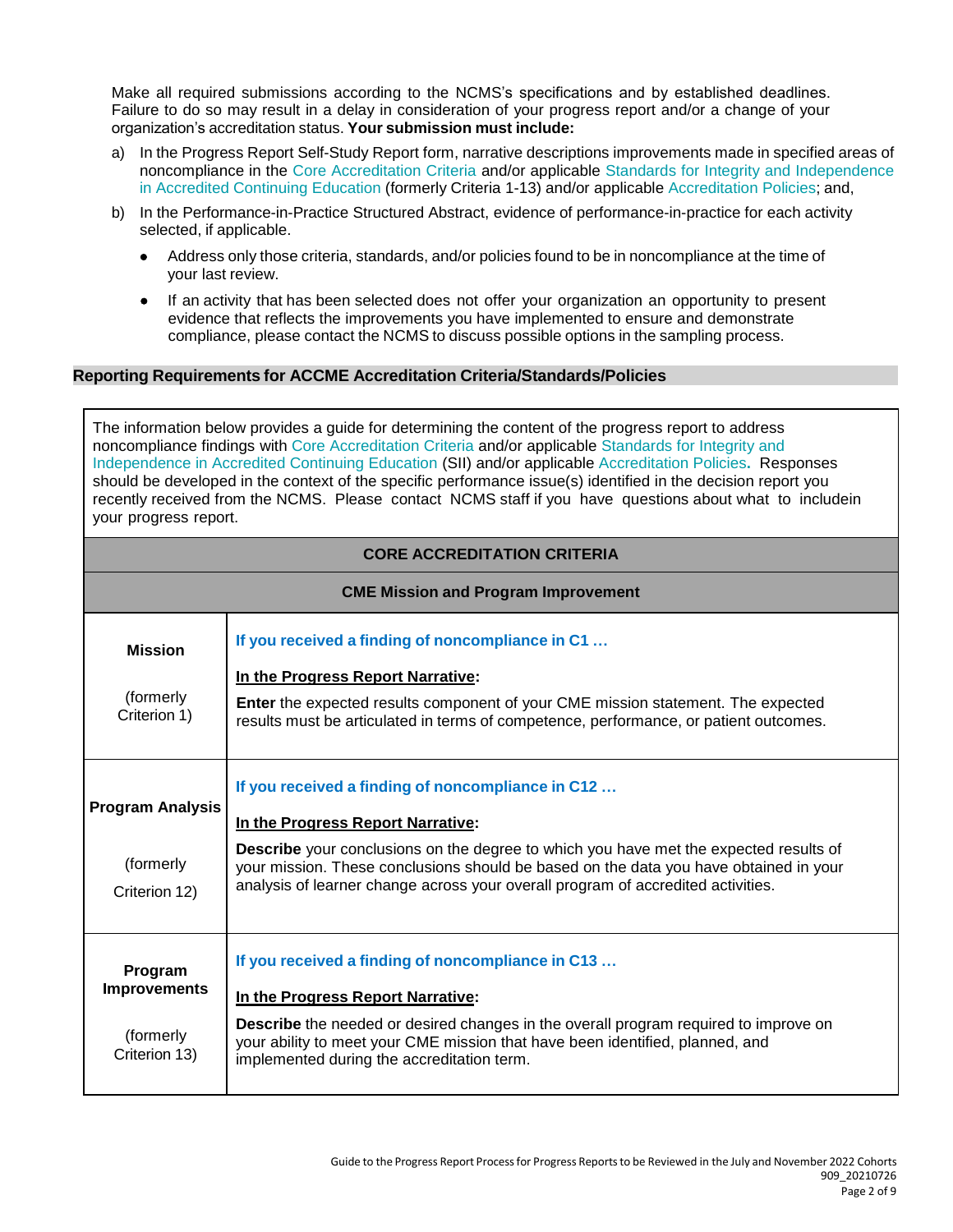Make all required submissions according to the NCMS's specifications and by established deadlines. Failure to do so may result in a delay in consideration of your progress report and/or a change of your organization's accreditation status. **Your submission must include:**

a) In the Progress Report Self-Study Report form, narrative descriptions improvements made in specified areas of noncompliance in the Core Accreditation Criteria and/or applicable Standards for Integrity and Independence in Accredited Continuing Education (formerly Criteria 1-13) and/or applicable Accreditation Policies; and,

b) In the Performance-in-Practice Structured Abstract, evidence of performance-in-practice for each activity selected, if applicable.

- Address only those criteria, standards, and/or policies found to be in noncompliance at the time of your last review.
- If an activity that has been selected does not offer your organization an opportunity to present evidence that reflects the improvements you have implemented to ensure and demonstrate compliance, please contact the NCMS to discuss possible options in the sampling process.

## Reporting Requirements for ACCME Accreditation Criteria/Standards/Policies

The information below provides a guide for determining the content of the progress report to address noncompliance findings with Core Accreditation Criteria and/or applicable Standards for Integrity and Independence in Accredited Continuing Education (SII) and/or applicable Accreditation Policies**.** Responses should be developed in the context of the specific performance issue(s) identified in the decision report you recently received from the NCMS. Please contact NCMS staff if you have questions about what to includein your progress report.

| CORE ACCREDITATION CRITERIA | |
|---|---|
| **CME Mission and Program Improvement** | |
| **Mission**<br><br>(formerly Criterion 1) | **If you received a finding of noncompliance in C1 …**<br><br>**<u>In the Progress Report Narrative</u>:**<br><br>**Enter** the expected results component of your CME mission statement. The expected results must be articulated in terms of competence, performance, or patient outcomes. |
| **Program Analysis**<br><br>(formerly Criterion 12) | **If you received a finding of noncompliance in C12 …**<br><br>**<u>In the Progress Report Narrative</u>:**<br><br>**Describe** your conclusions on the degree to which you have met the expected results of your mission. These conclusions should be based on the data you have obtained in your analysis of learner change across your overall program of accredited activities. |
| **Program Improvements**<br><br>(formerly Criterion 13) | **If you received a finding of noncompliance in C13 …**<br><br>**<u>In the Progress Report Narrative</u>:**<br><br>**Describe** the needed or desired changes in the overall program required to improve on your ability to meet your CME mission that have been identified, planned, and implemented during the accreditation term. |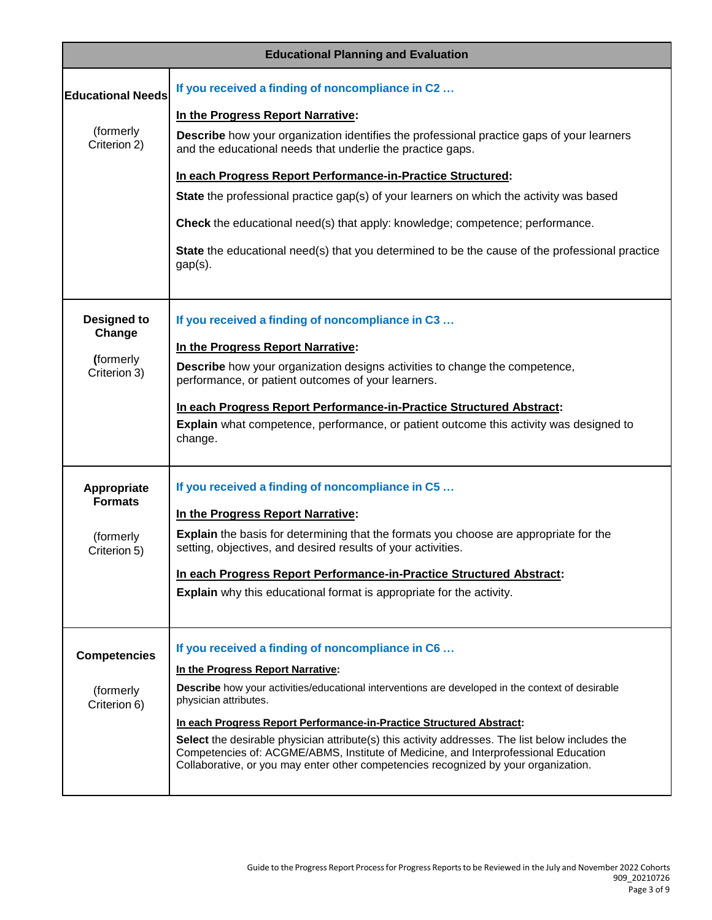| Educational Planning and Evaluation | |
|---|---|
| **Educational Needs**<br><br>(formerly Criterion 2) | **If you received a finding of noncompliance in C2 …**<br><br>**<u>In the Progress Report Narrative</u>:**<br><br>**Describe** how your organization identifies the professional practice gaps of your learners and the educational needs that underlie the practice gaps.<br><br>**<u>In each Progress Report Performance-in-Practice Structured</u>:**<br><br>**State** the professional practice gap(s) of your learners on which the activity was based<br><br>**Check** the educational need(s) that apply: knowledge; competence; performance.<br><br>**State** the educational need(s) that you determined to be the cause of the professional practice gap(s). |
| **Designed to Change**<br><br>(formerly Criterion 3) | **If you received a finding of noncompliance in C3 …**<br><br>**<u>In the Progress Report Narrative</u>:**<br><br>**Describe** how your organization designs activities to change the competence, performance, or patient outcomes of your learners.<br><br>**<u>In each Progress Report Performance-in-Practice Structured Abstract</u>:**<br>**Explain** what competence, performance, or patient outcome this activity was designed to change. |
| **Appropriate Formats**<br><br>(formerly Criterion 5) | **If you received a finding of noncompliance in C5 …**<br><br>**<u>In the Progress Report Narrative</u>:**<br><br>**Explain** the basis for determining that the formats you choose are appropriate for the setting, objectives, and desired results of your activities.<br><br>**<u>In each Progress Report Performance-in-Practice Structured Abstract</u>:**<br><br>**Explain** why this educational format is appropriate for the activity. |
| **Competencies**<br><br>(formerly Criterion 6) | **If you received a finding of noncompliance in C6 …**<br><br>**<u>In the Progress Report Narrative</u>:**<br><br>**Describe** how your activities/educational interventions are developed in the context of desirable physician attributes.<br><br>**<u>In each Progress Report Performance-in-Practice Structured Abstract</u>:**<br><br>**Select** the desirable physician attribute(s) this activity addresses. The list below includes the Competencies of: ACGME/ABMS, Institute of Medicine, and Interprofessional Education Collaborative, or you may enter other competencies recognized by your organization. |

Guide to the Progress Report Process for Progress Reports to be Reviewed in the July and November 2022 Cohorts
909_20210726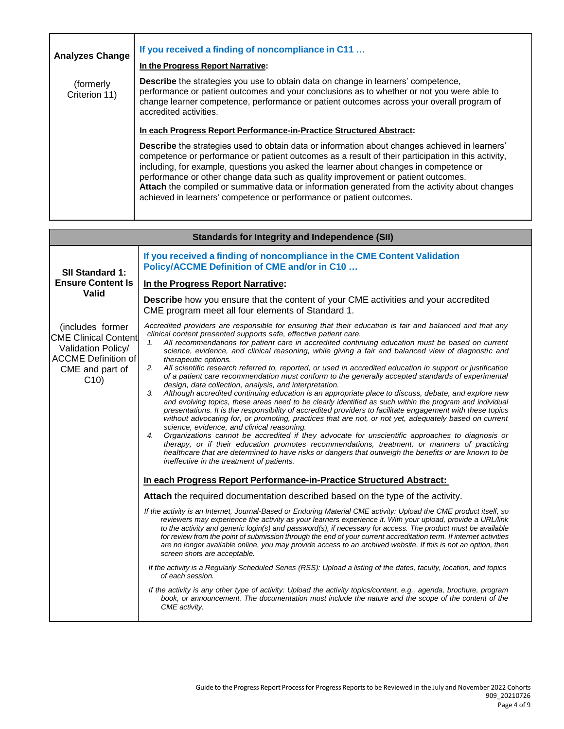| **Analyzes Change**<br><br>(formerly Criterion 11) | **If you received a finding of noncompliance in C11 …**<br><br>**In the Progress Report Narrative:**<br><br>**Describe** the strategies you use to obtain data on change in learners' competence, performance or patient outcomes and your conclusions as to whether or not you were able to change learner competence, performance or patient outcomes across your overall program of accredited activities.<br><br>**In each Progress Report Performance-in-Practice Structured Abstract:**<br><br>**Describe** the strategies used to obtain data or information about changes achieved in learners' competence or performance or patient outcomes as a result of their participation in this activity, including, for example, questions you asked the learner about changes in competence or performance or other change data such as quality improvement or patient outcomes.<br>**Attach** the compiled or summative data or information generated from the activity about changes achieved in learners' competence or performance or patient outcomes. |
|---|---|

| **Standards for Integrity and Independence (SII)** | |
|---|---|
| **SII Standard 1: Ensure Content Is Valid**<br><br>(includes former CME Clinical Content Validation Policy/ ACCME Definition of CME and part of C10) | **If you received a finding of noncompliance in the CME Content Validation Policy/ACCME Definition of CME and/or in C10 …**<br><br>**In the Progress Report Narrative:**<br><br>**Describe** how you ensure that the content of your CME activities and your accredited CME program meet all four elements of Standard 1.<br><br>*Accredited providers are responsible for ensuring that their education is fair and balanced and that any clinical content presented supports safe, effective patient care.*<br>1. *All recommendations for patient care in accredited continuing education must be based on current science, evidence, and clinical reasoning, while giving a fair and balanced view of diagnostic and therapeutic options.*<br>2. *All scientific research referred to, reported, or used in accredited education in support or justification of a patient care recommendation must conform to the generally accepted standards of experimental design, data collection, analysis, and interpretation.*<br>3. *Although accredited continuing education is an appropriate place to discuss, debate, and explore new and evolving topics, these areas need to be clearly identified as such within the program and individual presentations. It is the responsibility of accredited providers to facilitate engagement with these topics without advocating for, or promoting, practices that are not, or not yet, adequately based on current science, evidence, and clinical reasoning.*<br>4. *Organizations cannot be accredited if they advocate for unscientific approaches to diagnosis or therapy, or if their education promotes recommendations, treatment, or manners of practicing healthcare that are determined to have risks or dangers that outweigh the benefits or are known to be ineffective in the treatment of patients.*<br><br>**In each Progress Report Performance-in-Practice Structured Abstract:**<br><br>**Attach** the required documentation described based on the type of the activity.<br><br>*If the activity is an Internet, Journal-Based or Enduring Material CME activity: Upload the CME product itself, so reviewers may experience the activity as your learners experience it. With your upload, provide a URL/link to the activity and generic login(s) and password(s), if necessary for access. The product must be available for review from the point of submission through the end of your current accreditation term. If internet activities are no longer available online, you may provide access to an archived website. If this is not an option, then screen shots are acceptable.*<br><br>*If the activity is a Regularly Scheduled Series (RSS): Upload a listing of the dates, faculty, location, and topics of each session.*<br><br>*If the activity is any other type of activity: Upload the activity topics/content, e.g., agenda, brochure, program book, or announcement. The documentation must include the nature and the scope of the content of the CME activity.* |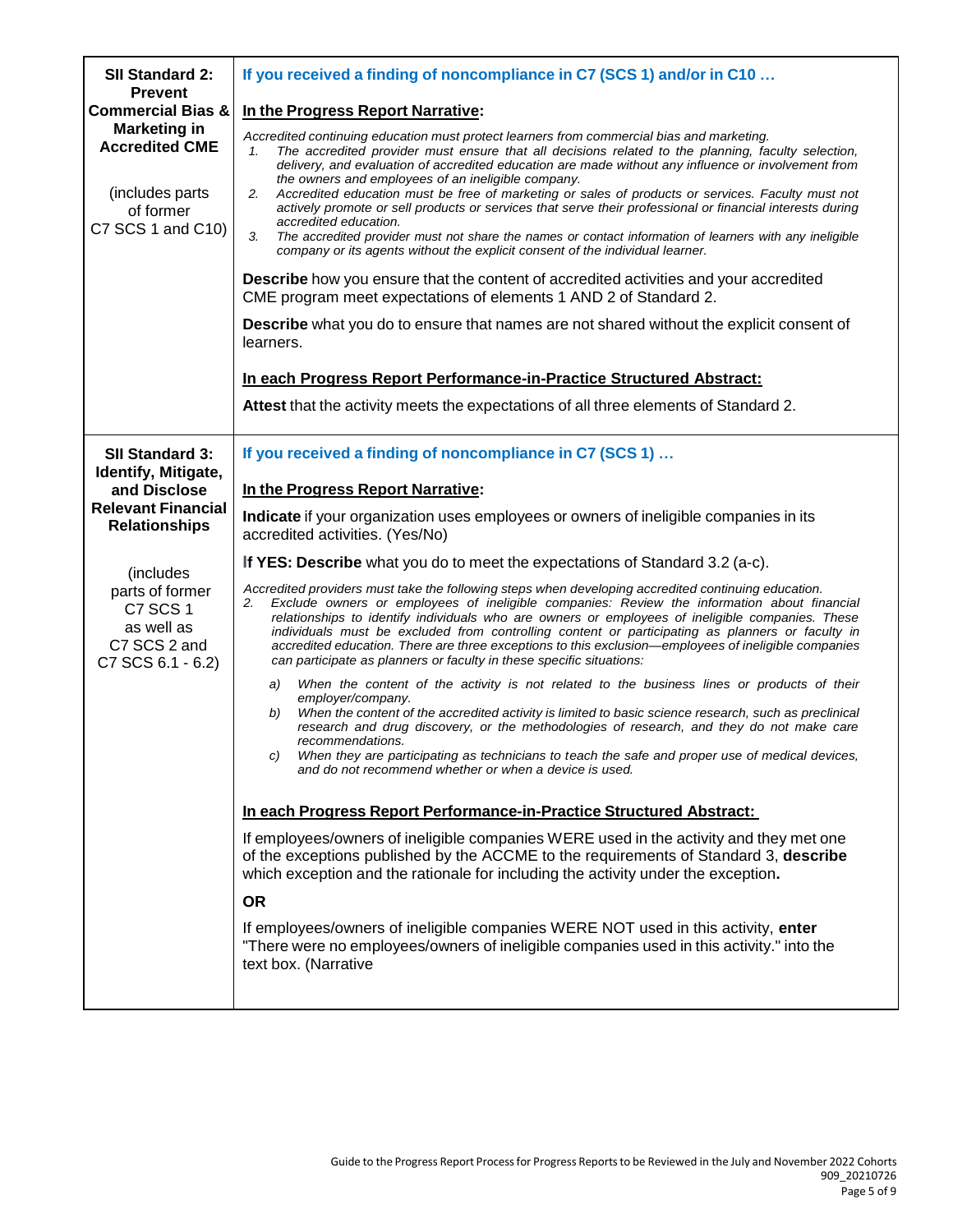| SII Standard | Requirements |
|---|---|
| **SII Standard 2: Prevent Commercial Bias & Marketing in Accredited CME**<br><br>(includes parts of former C7 SCS 1 and C10) | **If you received a finding of noncompliance in C7 (SCS 1) and/or in C10 …**<br><br>**<u>In the Progress Report Narrative</u>:**<br><br>*Accredited continuing education must protect learners from commercial bias and marketing.*<br>*1. The accredited provider must ensure that all decisions related to the planning, faculty selection, delivery, and evaluation of accredited education are made without any influence or involvement from the owners and employees of an ineligible company.*<br>*2. Accredited education must be free of marketing or sales of products or services. Faculty must not actively promote or sell products or services that serve their professional or financial interests during accredited education.*<br>*3. The accredited provider must not share the names or contact information of learners with any ineligible company or its agents without the explicit consent of the individual learner.*<br><br>**Describe** how you ensure that the content of accredited activities and your accredited CME program meet expectations of elements 1 AND 2 of Standard 2.<br><br>**Describe** what you do to ensure that names are not shared without the explicit consent of learners.<br><br>**<u>In each Progress Report Performance-in-Practice Structured Abstract:</u>**<br><br>**Attest** that the activity meets the expectations of all three elements of Standard 2. |
| **SII Standard 3: Identify, Mitigate, and Disclose Relevant Financial Relationships**<br><br>(includes parts of former C7 SCS 1 as well as C7 SCS 2 and C7 SCS 6.1 - 6.2) | **If you received a finding of noncompliance in C7 (SCS 1) …**<br><br>**<u>In the Progress Report Narrative</u>:**<br><br>**Indicate** if your organization uses employees or owners of ineligible companies in its accredited activities. (Yes/No)<br><br>**If YES: Describe** what you do to meet the expectations of Standard 3.2 (a-c).<br><br>*Accredited providers must take the following steps when developing accredited continuing education.*<br>*2. Exclude owners or employees of ineligible companies: Review the information about financial relationships to identify individuals who are owners or employees of ineligible companies. These individuals must be excluded from controlling content or participating as planners or faculty in accredited education. There are three exceptions to this exclusion—employees of ineligible companies can participate as planners or faculty in these specific situations:*<br>*a) When the content of the activity is not related to the business lines or products of their employer/company.*<br>*b) When the content of the accredited activity is limited to basic science research, such as preclinical research and drug discovery, or the methodologies of research, and they do not make care recommendations.*<br>*c) When they are participating as technicians to teach the safe and proper use of medical devices, and do not recommend whether or when a device is used.*<br><br>**<u>In each Progress Report Performance-in-Practice Structured Abstract:</u>**<br><br>If employees/owners of ineligible companies WERE used in the activity and they met one of the exceptions published by the ACCME to the requirements of Standard 3, **describe** which exception and the rationale for including the activity under the exception**.**<br><br>**OR**<br><br>If employees/owners of ineligible companies WERE NOT used in this activity, **enter** "There were no employees/owners of ineligible companies used in this activity." into the text box. (Narrative |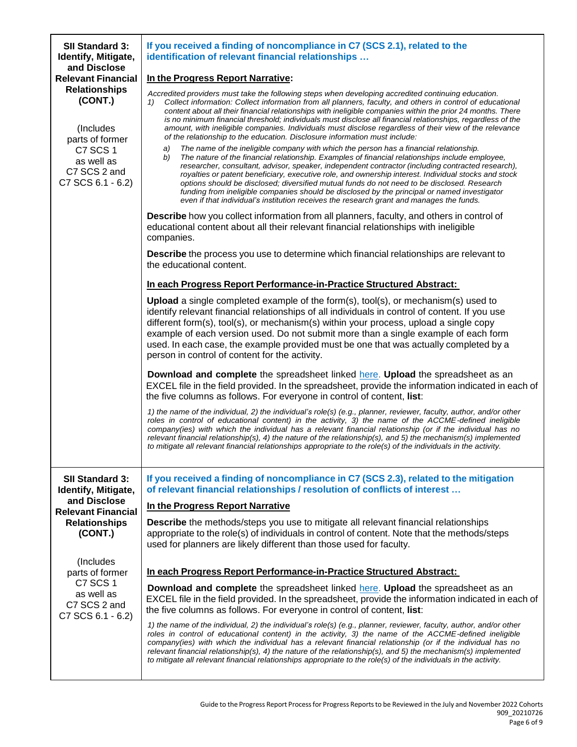| | |
|---|---|
| **SII Standard 3: Identify, Mitigate, and Disclose Relevant Financial Relationships (CONT.)**<br><br>(Includes parts of former C7 SCS 1 as well as C7 SCS 2 and C7 SCS 6.1 - 6.2) | **If you received a finding of noncompliance in C7 (SCS 2.1), related to the identification of relevant financial relationships …**<br><br>**<u>In the Progress Report Narrative</u>:**<br><br>*Accredited providers must take the following steps when developing accredited continuing education.*<br>*1) Collect information: Collect information from all planners, faculty, and others in control of educational content about all their financial relationships with ineligible companies within the prior 24 months. There is no minimum financial threshold; individuals must disclose all financial relationships, regardless of the amount, with ineligible companies. Individuals must disclose regardless of their view of the relevance of the relationship to the education. Disclosure information must include:*<br>*a) The name of the ineligible company with which the person has a financial relationship.*<br>*b) The nature of the financial relationship. Examples of financial relationships include employee, researcher, consultant, advisor, speaker, independent contractor (including contracted research), royalties or patent beneficiary, executive role, and ownership interest. Individual stocks and stock options should be disclosed; diversified mutual funds do not need to be disclosed. Research funding from ineligible companies should be disclosed by the principal or named investigator even if that individual's institution receives the research grant and manages the funds.*<br><br>**Describe** how you collect information from all planners, faculty, and others in control of educational content about all their relevant financial relationships with ineligible companies.<br><br>**Describe** the process you use to determine which financial relationships are relevant to the educational content.<br><br>**<u>In each Progress Report Performance-in-Practice Structured Abstract:</u>**<br><br>**Upload** a single completed example of the form(s), tool(s), or mechanism(s) used to identify relevant financial relationships of all individuals in control of content. If you use different form(s), tool(s), or mechanism(s) within your process, upload a single copy example of each version used. Do not submit more than a single example of each form used. In each case, the example provided must be one that was actually completed by a person in control of content for the activity.<br><br>**Download and complete** the spreadsheet linked here. **Upload** the spreadsheet as an EXCEL file in the field provided. In the spreadsheet, provide the information indicated in each of the five columns as follows. For everyone in control of content, **list**:<br><br>*1) the name of the individual, 2) the individual's role(s) (e.g., planner, reviewer, faculty, author, and/or other roles in control of educational content) in the activity, 3) the name of the ACCME-defined ineligible company(ies) with which the individual has a relevant financial relationship (or if the individual has no relevant financial relationship(s), 4) the nature of the relationship(s), and 5) the mechanism(s) implemented to mitigate all relevant financial relationships appropriate to the role(s) of the individuals in the activity.* |
| **SII Standard 3: Identify, Mitigate, and Disclose Relevant Financial Relationships (CONT.)**<br><br>(Includes parts of former C7 SCS 1 as well as C7 SCS 2 and C7 SCS 6.1 - 6.2) | **If you received a finding of noncompliance in C7 (SCS 2.3), related to the mitigation of relevant financial relationships / resolution of conflicts of interest …**<br><br>**<u>In the Progress Report Narrative</u>**<br><br>**Describe** the methods/steps you use to mitigate all relevant financial relationships appropriate to the role(s) of individuals in control of content. Note that the methods/steps used for planners are likely different than those used for faculty.<br><br>**<u>In each Progress Report Performance-in-Practice Structured Abstract:</u>**<br><br>**Download and complete** the spreadsheet linked here. **Upload** the spreadsheet as an EXCEL file in the field provided. In the spreadsheet, provide the information indicated in each of the five columns as follows. For everyone in control of content, **list**:<br><br>*1) the name of the individual, 2) the individual's role(s) (e.g., planner, reviewer, faculty, author, and/or other roles in control of educational content) in the activity, 3) the name of the ACCME-defined ineligible company(ies) with which the individual has a relevant financial relationship (or if the individual has no relevant financial relationship(s), 4) the nature of the relationship(s), and 5) the mechanism(s) implemented to mitigate all relevant financial relationships appropriate to the role(s) of the individuals in the activity.* |

Guide to the Progress Report Process for Progress Reports to be Reviewed in the July and November 2022 Cohorts
909_20210726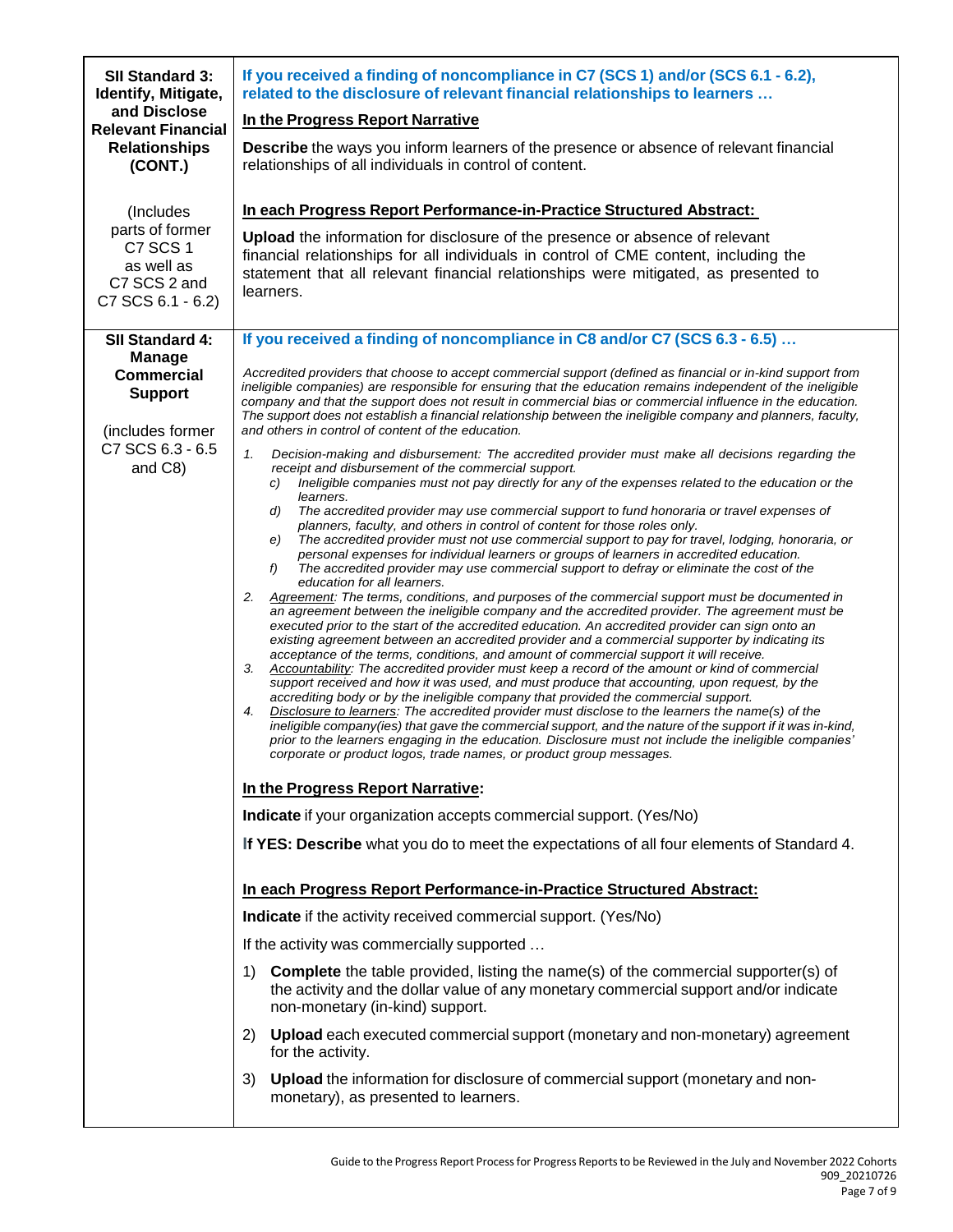| | |
|---|---|
| **SII Standard 3: Identify, Mitigate, and Disclose Relevant Financial Relationships (CONT.)**<br><br>(Includes parts of former C7 SCS 1 as well as C7 SCS 2 and C7 SCS 6.1 - 6.2) | **If you received a finding of noncompliance in C7 (SCS 1) and/or (SCS 6.1 - 6.2), related to the disclosure of relevant financial relationships to learners …**<br><br>**In the Progress Report Narrative**<br><br>**Describe** the ways you inform learners of the presence or absence of relevant financial relationships of all individuals in control of content.<br><br>**In each Progress Report Performance-in-Practice Structured Abstract:**<br><br>**Upload** the information for disclosure of the presence or absence of relevant financial relationships for all individuals in control of CME content, including the statement that all relevant financial relationships were mitigated, as presented to learners. |
| **SII Standard 4: Manage Commercial Support**<br><br>(includes former C7 SCS 6.3 - 6.5 and C8) | **If you received a finding of noncompliance in C8 and/or C7 (SCS 6.3 - 6.5) …**<br><br>*Accredited providers that choose to accept commercial support (defined as financial or in-kind support from ineligible companies) are responsible for ensuring that the education remains independent of the ineligible company and that the support does not result in commercial bias or commercial influence in the education. The support does not establish a financial relationship between the ineligible company and planners, faculty, and others in control of content of the education.*<br><br>1. *Decision-making and disbursement: The accredited provider must make all decisions regarding the receipt and disbursement of the commercial support.*<br>  c) *Ineligible companies must not pay directly for any of the expenses related to the education or the learners.*<br>  d) *The accredited provider may use commercial support to fund honoraria or travel expenses of planners, faculty, and others in control of content for those roles only.*<br>  e) *The accredited provider must not use commercial support to pay for travel, lodging, honoraria, or personal expenses for individual learners or groups of learners in accredited education.*<br>  f) *The accredited provider may use commercial support to defray or eliminate the cost of the education for all learners.*<br>2. *Agreement: The terms, conditions, and purposes of the commercial support must be documented in an agreement between the ineligible company and the accredited provider. The agreement must be executed prior to the start of the accredited education. An accredited provider can sign onto an existing agreement between an accredited provider and a commercial supporter by indicating its acceptance of the terms, conditions, and amount of commercial support it will receive.*<br>3. *Accountability: The accredited provider must keep a record of the amount or kind of commercial support received and how it was used, and must produce that accounting, upon request, by the accrediting body or by the ineligible company that provided the commercial support.*<br>4. *Disclosure to learners: The accredited provider must disclose to the learners the name(s) of the ineligible company(ies) that gave the commercial support, and the nature of the support if it was in-kind, prior to the learners engaging in the education. Disclosure must not include the ineligible companies' corporate or product logos, trade names, or product group messages.*<br><br>**In the Progress Report Narrative:**<br><br>**Indicate** if your organization accepts commercial support. (Yes/No)<br><br>**If YES: Describe** what you do to meet the expectations of all four elements of Standard 4.<br><br>**In each Progress Report Performance-in-Practice Structured Abstract:**<br><br>**Indicate** if the activity received commercial support. (Yes/No)<br><br>If the activity was commercially supported …<br><br>1) **Complete** the table provided, listing the name(s) of the commercial supporter(s) of the activity and the dollar value of any monetary commercial support and/or indicate non-monetary (in-kind) support.<br>2) **Upload** each executed commercial support (monetary and non-monetary) agreement for the activity.<br>3) **Upload** the information for disclosure of commercial support (monetary and non-monetary), as presented to learners. |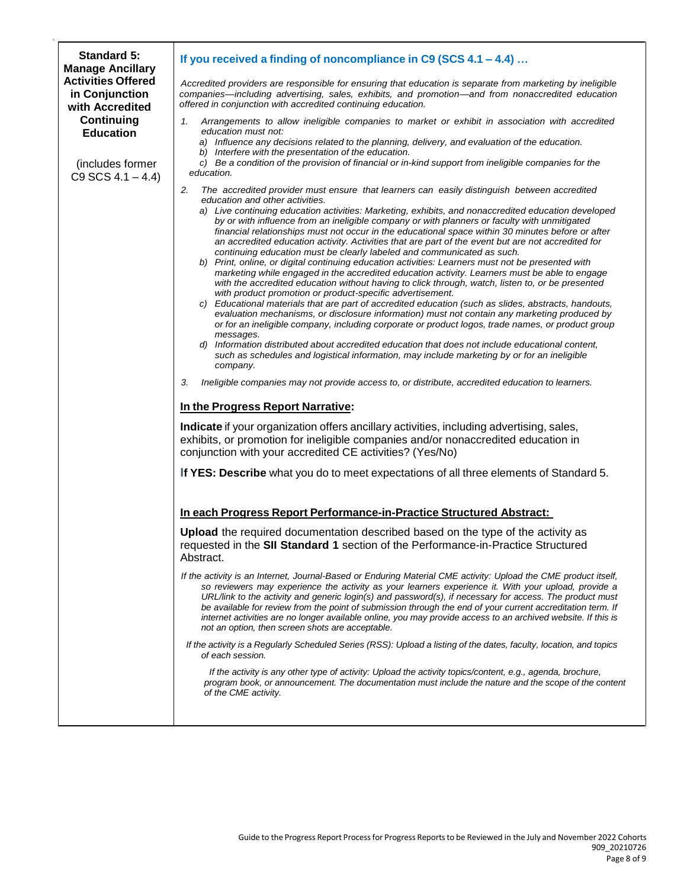| Standard 5: Manage Ancillary Activities Offered in Conjunction with Accredited Continuing Education (includes former C9 SCS 4.1 – 4.4) | **If you received a finding of noncompliance in C9 (SCS 4.1 – 4.4) …** |
|---|---|

**Standard 5: Manage Ancillary Activities Offered in Conjunction with Accredited Continuing Education**

(includes former C9 SCS 4.1 – 4.4)

### If you received a finding of noncompliance in C9 (SCS 4.1 – 4.4) …

*Accredited providers are responsible for ensuring that education is separate from marketing by ineligible companies—including advertising, sales, exhibits, and promotion—and from nonaccredited education offered in conjunction with accredited continuing education.*

1. *Arrangements to allow ineligible companies to market or exhibit in association with accredited education must not:*
   - a) *Influence any decisions related to the planning, delivery, and evaluation of the education.*
   - b) *Interfere with the presentation of the education.*
   - c) *Be a condition of the provision of financial or in-kind support from ineligible companies for the education.*
2. *The accredited provider must ensure that learners can easily distinguish between accredited education and other activities.*
   - a) *Live continuing education activities: Marketing, exhibits, and nonaccredited education developed by or with influence from an ineligible company or with planners or faculty with unmitigated financial relationships must not occur in the educational space within 30 minutes before or after an accredited education activity. Activities that are part of the event but are not accredited for continuing education must be clearly labeled and communicated as such.*
   - b) *Print, online, or digital continuing education activities: Learners must not be presented with marketing while engaged in the accredited education activity. Learners must be able to engage with the accredited education without having to click through, watch, listen to, or be presented with product promotion or product-specific advertisement.*
   - c) *Educational materials that are part of accredited education (such as slides, abstracts, handouts, evaluation mechanisms, or disclosure information) must not contain any marketing produced by or for an ineligible company, including corporate or product logos, trade names, or product group messages.*
   - d) *Information distributed about accredited education that does not include educational content, such as schedules and logistical information, may include marketing by or for an ineligible company.*
3. *Ineligible companies may not provide access to, or distribute, accredited education to learners.*

**<u>In the Progress Report Narrative</u>:**

**Indicate** if your organization offers ancillary activities, including advertising, sales, exhibits, or promotion for ineligible companies and/or nonaccredited education in conjunction with your accredited CE activities? (Yes/No)

**If YES: Describe** what you do to meet expectations of all three elements of Standard 5.

**<u>In each Progress Report Performance-in-Practice Structured Abstract:</u>**

**Upload** the required documentation described based on the type of the activity as requested in the **SII Standard 1** section of the Performance-in-Practice Structured Abstract.

*If the activity is an Internet, Journal-Based or Enduring Material CME activity: Upload the CME product itself, so reviewers may experience the activity as your learners experience it. With your upload, provide a URL/link to the activity and generic login(s) and password(s), if necessary for access. The product must be available for review from the point of submission through the end of your current accreditation term. If internet activities are no longer available online, you may provide access to an archived website. If this is not an option, then screen shots are acceptable.*

*If the activity is a Regularly Scheduled Series (RSS): Upload a listing of the dates, faculty, location, and topics of each session.*

*If the activity is any other type of activity: Upload the activity topics/content, e.g., agenda, brochure, program book, or announcement. The documentation must include the nature and the scope of the content of the CME activity.*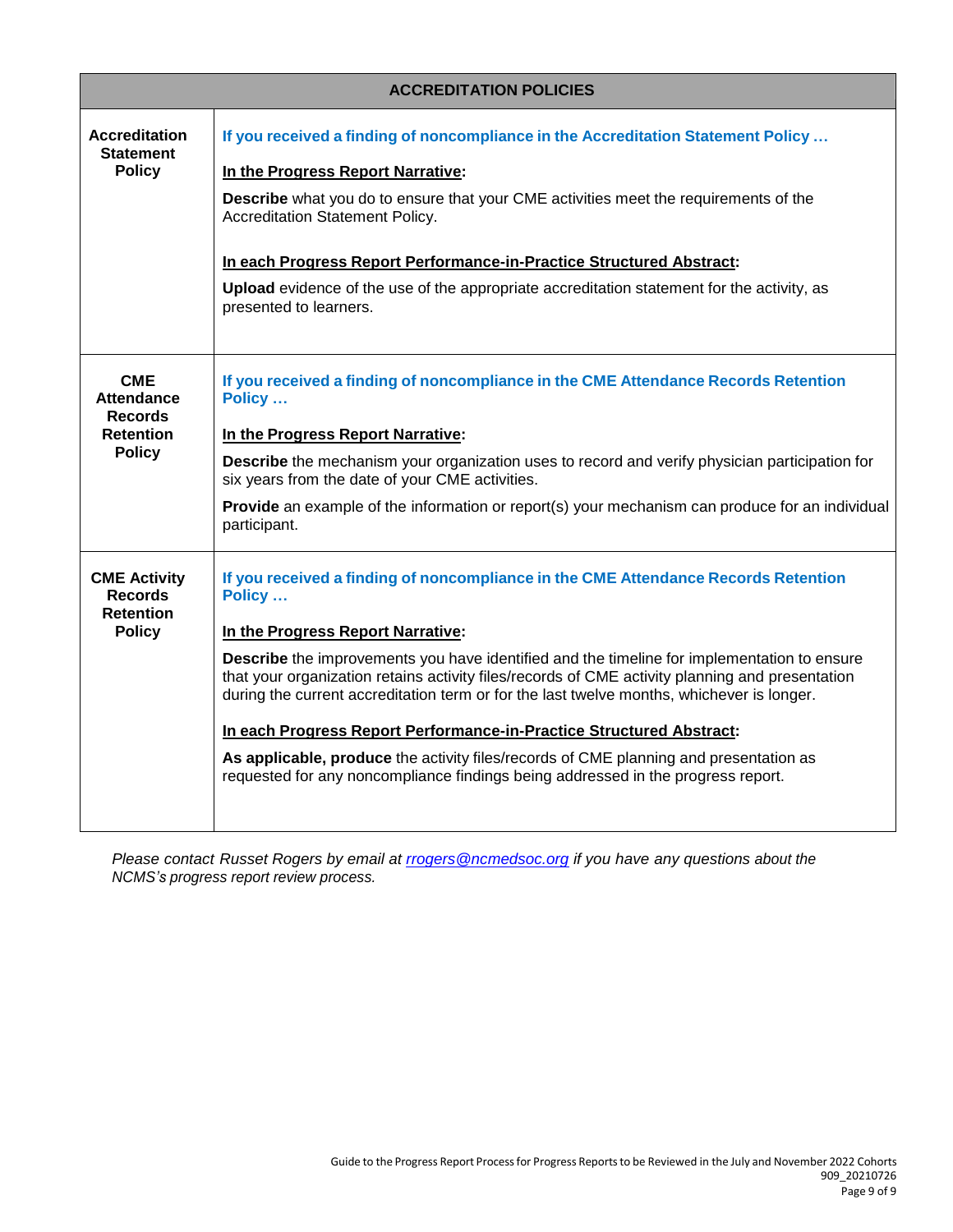| ACCREDITATION POLICIES | |
|---|---|
| **Accreditation Statement Policy** | **If you received a finding of noncompliance in the Accreditation Statement Policy …**<br><br>**In the Progress Report Narrative:**<br><br>**Describe** what you do to ensure that your CME activities meet the requirements of the Accreditation Statement Policy.<br><br>**In each Progress Report Performance-in-Practice Structured Abstract:**<br><br>**Upload** evidence of the use of the appropriate accreditation statement for the activity, as presented to learners. |
| **CME Attendance Records Retention Policy** | **If you received a finding of noncompliance in the CME Attendance Records Retention Policy …**<br><br>**In the Progress Report Narrative:**<br><br>**Describe** the mechanism your organization uses to record and verify physician participation for six years from the date of your CME activities.<br><br>**Provide** an example of the information or report(s) your mechanism can produce for an individual participant. |
| **CME Activity Records Retention Policy** | **If you received a finding of noncompliance in the CME Attendance Records Retention Policy …**<br><br>**In the Progress Report Narrative:**<br><br>**Describe** the improvements you have identified and the timeline for implementation to ensure that your organization retains activity files/records of CME activity planning and presentation during the current accreditation term or for the last twelve months, whichever is longer.<br><br>**In each Progress Report Performance-in-Practice Structured Abstract:**<br><br>**As applicable, produce** the activity files/records of CME planning and presentation as requested for any noncompliance findings being addressed in the progress report. |

*Please contact Russet Rogers by email at [rrogers@ncmedsoc.org](mailto:rrogers@ncmedsoc.org) if you have any questions about the NCMS's progress report review process.*